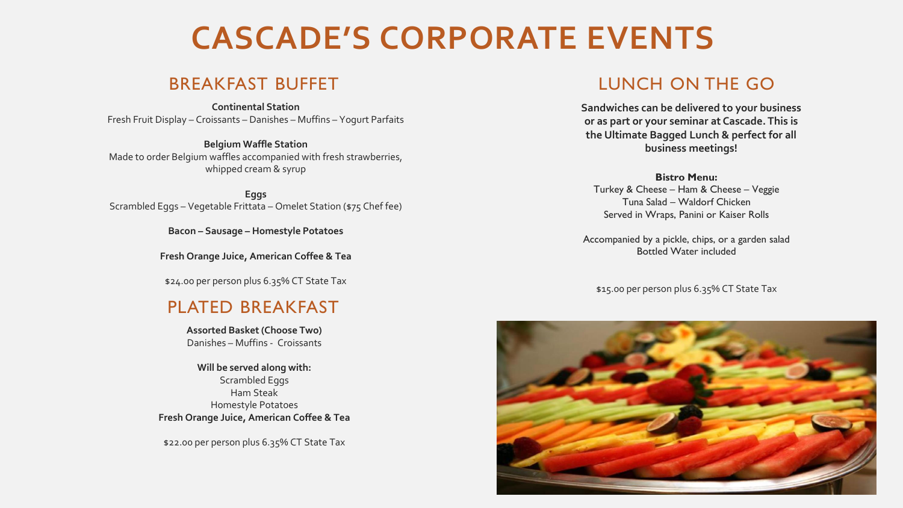# CASCADE'S CORPORATE EVENTS

## BREAKFAST BUFFET

**Continental Station**
Fresh Fruit Display – Croissants – Danishes – Muffins – Yogurt Parfaits

**Belgium Waffle Station**
Made to order Belgium waffles accompanied with fresh strawberries, whipped cream & syrup

**Eggs**
Scrambled Eggs – Vegetable Frittata – Omelet Station ($75 Chef fee)

**Bacon – Sausage – Homestyle Potatoes**

**Fresh Orange Juice, American Coffee & Tea**

$24.00 per person plus 6.35% CT State Tax

## PLATED BREAKFAST

**Assorted Basket (Choose Two)**
Danishes – Muffins - Croissants

**Will be served along with:**
Scrambled Eggs
Ham Steak
Homestyle Potatoes
**Fresh Orange Juice, American Coffee & Tea**

$22.00 per person plus 6.35% CT State Tax

## LUNCH ON THE GO

**Sandwiches can be delivered to your business or as part or your seminar at Cascade. This is the Ultimate Bagged Lunch & perfect for all business meetings!**

**Bistro Menu:**
Turkey & Cheese – Ham & Cheese – Veggie
Tuna Salad – Waldorf Chicken
Served in Wraps, Panini or Kaiser Rolls

Accompanied by a pickle, chips, or a garden salad
Bottled Water included

$15.00 per person plus 6.35% CT State Tax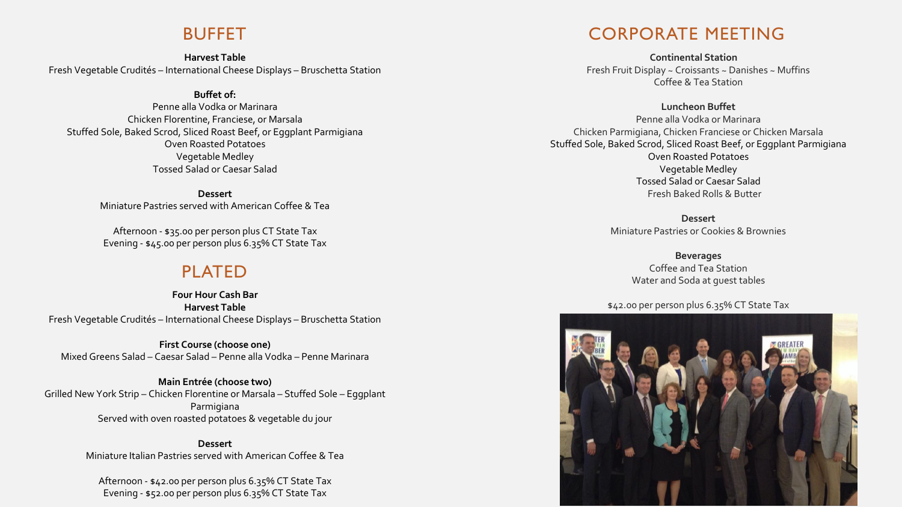## BUFFET

**Harvest Table**
Fresh Vegetable Crudités – International Cheese Displays – Bruschetta Station

**Buffet of:**
Penne alla Vodka or Marinara
Chicken Florentine, Franciese, or Marsala
Stuffed Sole, Baked Scrod, Sliced Roast Beef, or Eggplant Parmigiana
Oven Roasted Potatoes
Vegetable Medley
Tossed Salad or Caesar Salad

**Dessert**
Miniature Pastries served with American Coffee & Tea

Afternoon - $35.00 per person plus CT State Tax
Evening - $45.00 per person plus 6.35% CT State Tax

## PLATED

**Four Hour Cash Bar**
**Harvest Table**
Fresh Vegetable Crudités – International Cheese Displays – Bruschetta Station

**First Course (choose one)**
Mixed Greens Salad – Caesar Salad – Penne alla Vodka – Penne Marinara

**Main Entrée (choose two)**
Grilled New York Strip – Chicken Florentine or Marsala – Stuffed Sole – Eggplant Parmigiana
Served with oven roasted potatoes & vegetable du jour

**Dessert**
Miniature Italian Pastries served with American Coffee & Tea

Afternoon - $42.00 per person plus 6.35% CT State Tax
Evening - $52.00 per person plus 6.35% CT State Tax

## CORPORATE MEETING

**Continental Station**
Fresh Fruit Display ~ Croissants ~ Danishes ~ Muffins
Coffee & Tea Station

**Luncheon Buffet**
Penne alla Vodka or Marinara
Chicken Parmigiana, Chicken Franciese or Chicken Marsala
Stuffed Sole, Baked Scrod, Sliced Roast Beef, or Eggplant Parmigiana
Oven Roasted Potatoes
Vegetable Medley
Tossed Salad or Caesar Salad
Fresh Baked Rolls & Butter

**Dessert**
Miniature Pastries or Cookies & Brownies

**Beverages**
Coffee and Tea Station
Water and Soda at guest tables

$42.00 per person plus 6.35% CT State Tax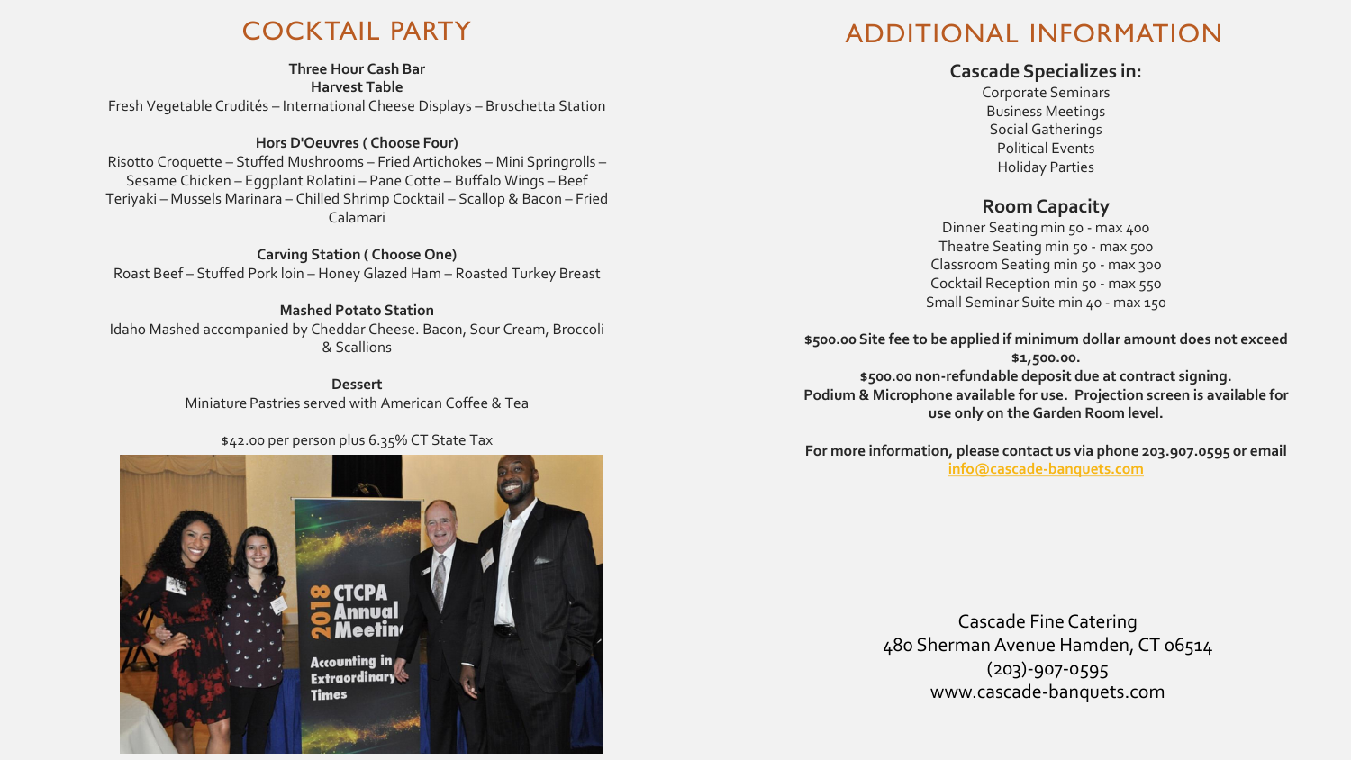## COCKTAIL PARTY

**Three Hour Cash Bar**
**Harvest Table**
Fresh Vegetable Crudités – International Cheese Displays – Bruschetta Station

**Hors D'Oeuvres ( Choose Four)**
Risotto Croquette – Stuffed Mushrooms – Fried Artichokes – Mini Springrolls – Sesame Chicken – Eggplant Rolatini – Pane Cotte – Buffalo Wings – Beef Teriyaki – Mussels Marinara – Chilled Shrimp Cocktail – Scallop & Bacon – Fried Calamari

**Carving Station ( Choose One)**
Roast Beef – Stuffed Pork loin – Honey Glazed Ham – Roasted Turkey Breast

**Mashed Potato Station**
Idaho Mashed accompanied by Cheddar Cheese. Bacon, Sour Cream, Broccoli & Scallions

**Dessert**
Miniature Pastries served with American Coffee & Tea

$42.00 per person plus 6.35% CT State Tax

## ADDITIONAL INFORMATION

### Cascade Specializes in:

Corporate Seminars
Business Meetings
Social Gatherings
Political Events
Holiday Parties

### Room Capacity

Dinner Seating min 50 - max 400
Theatre Seating min 50 - max 500
Classroom Seating min 50 - max 300
Cocktail Reception min 50 - max 550
Small Seminar Suite min 40 - max 150

**$500.00 Site fee to be applied if minimum dollar amount does not exceed $1,500.00.**
**$500.00 non-refundable deposit due at contract signing.**
**Podium & Microphone available for use. Projection screen is available for use only on the Garden Room level.**

**For more information, please contact us via phone 203.907.0595 or email info@cascade-banquets.com**

Cascade Fine Catering
480 Sherman Avenue Hamden, CT 06514
(203)-907-0595
www.cascade-banquets.com